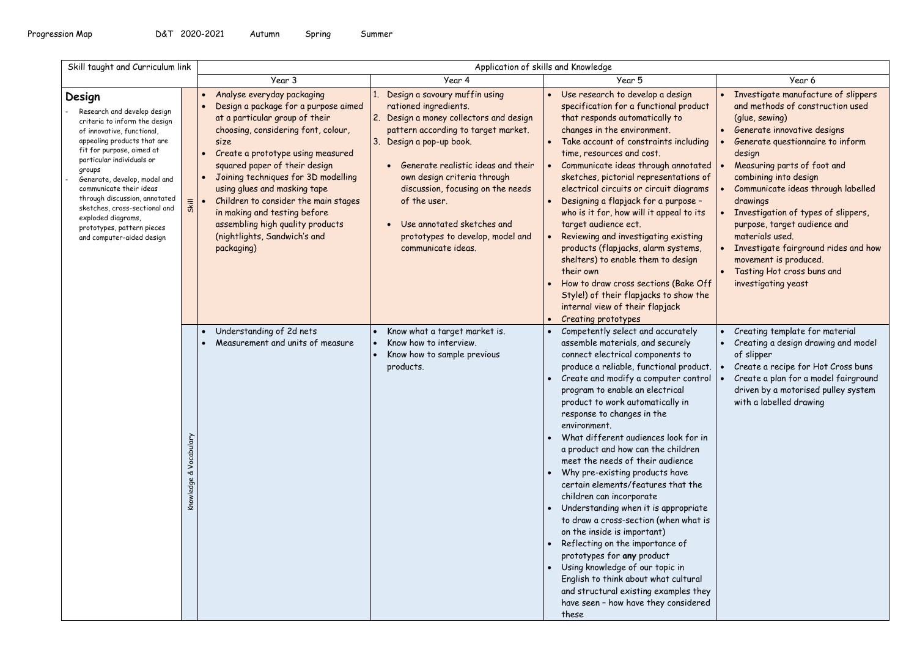Progression Map D&T 2020-2021 Autumn Spring Summer

| Skill taught and Curriculum link | | Application of skills and Knowledge | | | |
|---|---|---|---|---|---|
| | | Year 3 | Year 4 | Year 5 | Year 6 |
| **Design**<br>- Research and develop design criteria to inform the design of innovative, functional, appealing products that are fit for purpose, aimed at particular individuals or groups<br>- Generate, develop, model and communicate their ideas through discussion, annotated sketches, cross-sectional and exploded diagrams, prototypes, pattern pieces and computer-aided design | Skill | • Analyse everyday packaging<br>• Design a package for a purpose aimed at a particular group of their choosing, considering font, colour, size<br>• Create a prototype using measured squared paper of their design<br>• Joining techniques for 3D modelling using glues and masking tape<br>• Children to consider the main stages in making and testing before assembling high quality products (nightlights, Sandwich's and packaging) | 1. Design a savoury muffin using rationed ingredients.<br>2. Design a money collectors and design pattern according to target market.<br>3. Design a pop-up book.<br>• Generate realistic ideas and their own design criteria through discussion, focusing on the needs of the user.<br>• Use annotated sketches and prototypes to develop, model and communicate ideas. | • Use research to develop a design specification for a functional product that responds automatically to changes in the environment.<br>• Take account of constraints including time, resources and cost.<br>• Communicate ideas through annotated sketches, pictorial representations of electrical circuits or circuit diagrams<br>• Designing a flapjack for a purpose – who is it for, how will it appeal to its target audience ect.<br>• Reviewing and investigating existing products (flapjacks, alarm systems, shelters) to enable them to design their own<br>• How to draw cross sections (Bake Off Style!) of their flapjacks to show the internal view of their flapjack<br>• Creating prototypes | • Investigate manufacture of slippers and methods of construction used (glue, sewing)<br>• Generate innovative designs<br>• Generate questionnaire to inform design<br>• Measuring parts of foot and combining into design<br>• Communicate ideas through labelled drawings<br>• Investigation of types of slippers, purpose, target audience and materials used.<br>• Investigate fairground rides and how movement is produced.<br>• Tasting Hot cross buns and investigating yeast |
| | Knowledge & Vocabulary | • Understanding of 2d nets<br>• Measurement and units of measure | • Know what a target market is.<br>• Know how to interview.<br>• Know how to sample previous products. | • Competently select and accurately assemble materials, and securely connect electrical components to produce a reliable, functional product.<br>• Create and modify a computer control program to enable an electrical product to work automatically in response to changes in the environment.<br>• What different audiences look for in a product and how can the children meet the needs of their audience<br>• Why pre-existing products have certain elements/features that the children can incorporate<br>• Understanding when it is appropriate to draw a cross-section (when what is on the inside is important)<br>• Reflecting on the importance of prototypes for **any** product<br>• Using knowledge of our topic in English to think about what cultural and structural existing examples they have seen – how have they considered these | • Creating template for material<br>• Creating a design drawing and model of slipper<br>• Create a recipe for Hot Cross buns<br>• Create a plan for a model fairground driven by a motorised pulley system with a labelled drawing |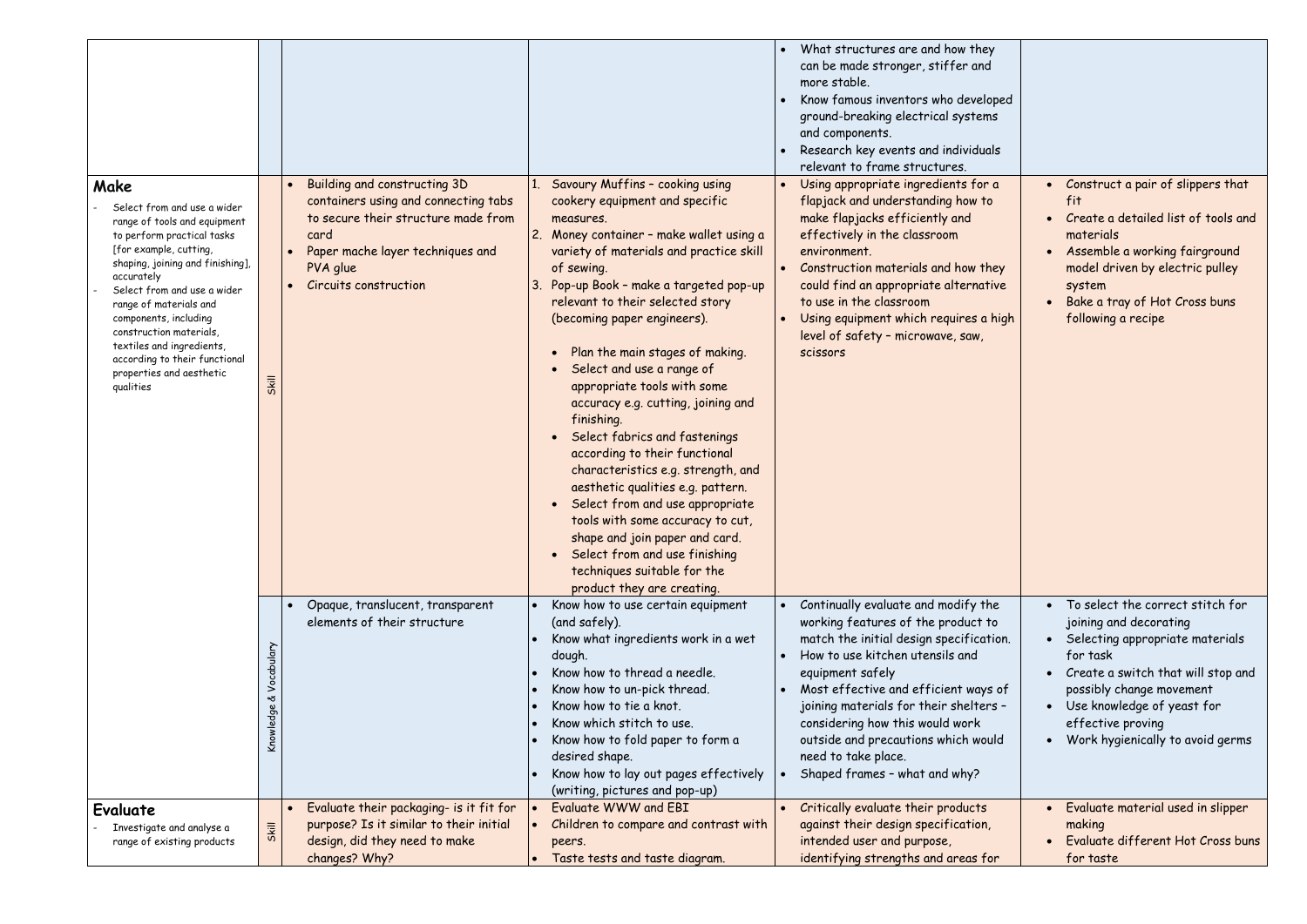| | | | | | |
|---|---|---|---|---|---|
| | | | | • What structures are and how they can be made stronger, stiffer and more stable.<br>• Know famous inventors who developed ground-breaking electrical systems and components.<br>• Research key events and individuals relevant to frame structures. | |
| **Make**<br>- Select from and use a wider range of tools and equipment to perform practical tasks [for example, cutting, shaping, joining and finishing], accurately<br>- Select from and use a wider range of materials and components, including construction materials, textiles and ingredients, according to their functional properties and aesthetic qualities | Skill | • Building and constructing 3D containers using and connecting tabs to secure their structure made from card<br>• Paper mache layer techniques and PVA glue<br>• Circuits construction | 1. Savoury Muffins – cooking using cookery equipment and specific measures.<br>2. Money container – make wallet using a variety of materials and practice skill of sewing.<br>3. Pop-up Book – make a targeted pop-up relevant to their selected story (becoming paper engineers).<br><br>• Plan the main stages of making.<br>• Select and use a range of appropriate tools with some accuracy e.g. cutting, joining and finishing.<br>• Select fabrics and fastenings according to their functional characteristics e.g. strength, and aesthetic qualities e.g. pattern.<br>• Select from and use appropriate tools with some accuracy to cut, shape and join paper and card.<br>• Select from and use finishing techniques suitable for the product they are creating. | • Using appropriate ingredients for a flapjack and understanding how to make flapjacks efficiently and effectively in the classroom environment.<br>• Construction materials and how they could find an appropriate alternative to use in the classroom<br>• Using equipment which requires a high level of safety – microwave, saw, scissors | • Construct a pair of slippers that fit<br>• Create a detailed list of tools and materials<br>• Assemble a working fairground model driven by electric pulley system<br>• Bake a tray of Hot Cross buns following a recipe |
| | Knowledge & Vocabulary | • Opaque, translucent, transparent elements of their structure | • Know how to use certain equipment (and safely).<br>• Know what ingredients work in a wet dough.<br>• Know how to thread a needle.<br>• Know how to un-pick thread.<br>• Know how to tie a knot.<br>• Know which stitch to use.<br>• Know how to fold paper to form a desired shape.<br>• Know how to lay out pages effectively (writing, pictures and pop-up) | • Continually evaluate and modify the working features of the product to match the initial design specification.<br>• How to use kitchen utensils and equipment safely<br>• Most effective and efficient ways of joining materials for their shelters – considering how this would work outside and precautions which would need to take place.<br>• Shaped frames – what and why? | • To select the correct stitch for joining and decorating<br>• Selecting appropriate materials for task<br>• Create a switch that will stop and possibly change movement<br>• Use knowledge of yeast for effective proving<br>• Work hygienically to avoid germs |
| **Evaluate**<br>- Investigate and analyse a range of existing products | Skill | • Evaluate their packaging- is it fit for purpose? Is it similar to their initial design, did they need to make changes? Why? | • Evaluate WWW and EBI<br>• Children to compare and contrast with peers.<br>• Taste tests and taste diagram. | • Critically evaluate their products against their design specification, intended user and purpose, identifying strengths and areas for | • Evaluate material used in slipper making<br>• Evaluate different Hot Cross buns for taste |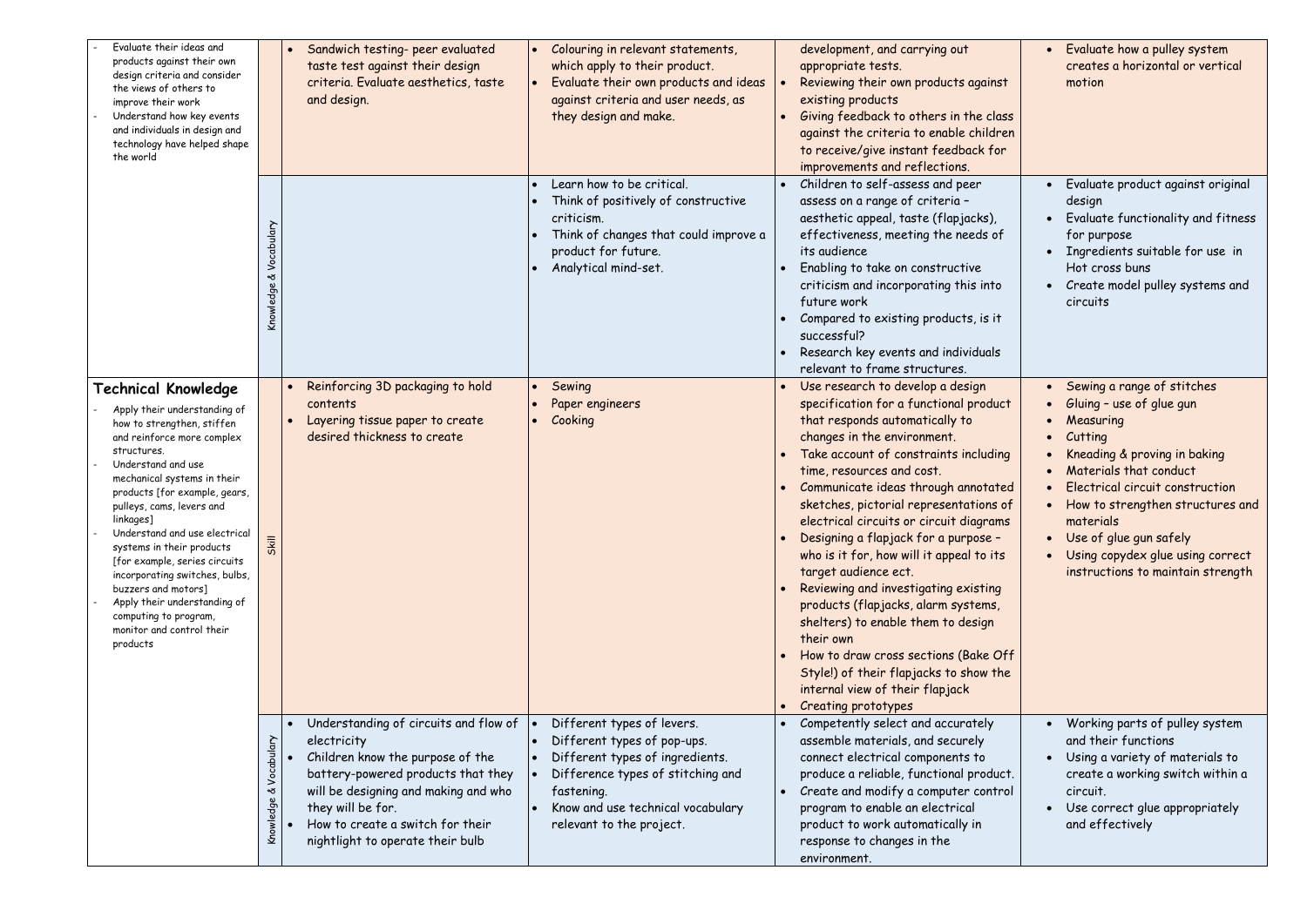| | | | | | |
|---|---|---|---|---|---|
| - Evaluate their ideas and products against their own design criteria and consider the views of others to improve their work<br>- Understand how key events and individuals in design and technology have helped shape the world | | • Sandwich testing- peer evaluated taste test against their design criteria. Evaluate aesthetics, taste and design. | • Colouring in relevant statements, which apply to their product.<br>• Evaluate their own products and ideas against criteria and user needs, as they design and make. | development, and carrying out appropriate tests.<br>• Reviewing their own products against existing products<br>• Giving feedback to others in the class against the criteria to enable children to receive/give instant feedback for improvements and reflections. | • Evaluate how a pulley system creates a horizontal or vertical motion |
| | Knowledge & Vocabulary | | • Learn how to be critical.<br>• Think of positively of constructive criticism.<br>• Think of changes that could improve a product for future.<br>• Analytical mind-set. | • Children to self-assess and peer assess on a range of criteria – aesthetic appeal, taste (flapjacks), effectiveness, meeting the needs of its audience<br>• Enabling to take on constructive criticism and incorporating this into future work<br>• Compared to existing products, is it successful?<br>• Research key events and individuals relevant to frame structures. | • Evaluate product against original design<br>• Evaluate functionality and fitness for purpose<br>• Ingredients suitable for use in Hot cross buns<br>• Create model pulley systems and circuits |
| **Technical Knowledge**<br>- Apply their understanding of how to strengthen, stiffen and reinforce more complex structures.<br>- Understand and use mechanical systems in their products [for example, gears, pulleys, cams, levers and linkages]<br>- Understand and use electrical systems in their products [for example, series circuits incorporating switches, bulbs, buzzers and motors]<br>- Apply their understanding of computing to program, monitor and control their products | Skill | • Reinforcing 3D packaging to hold contents<br>• Layering tissue paper to create desired thickness to create | • Sewing<br>• Paper engineers<br>• Cooking | • Use research to develop a design specification for a functional product that responds automatically to changes in the environment.<br>• Take account of constraints including time, resources and cost.<br>• Communicate ideas through annotated sketches, pictorial representations of electrical circuits or circuit diagrams<br>• Designing a flapjack for a purpose – who is it for, how will it appeal to its target audience ect.<br>• Reviewing and investigating existing products (flapjacks, alarm systems, shelters) to enable them to design their own<br>• How to draw cross sections (Bake Off Style!) of their flapjacks to show the internal view of their flapjack<br>• Creating prototypes | • Sewing a range of stitches<br>• Gluing – use of glue gun<br>• Measuring<br>• Cutting<br>• Kneading & proving in baking<br>• Materials that conduct<br>• Electrical circuit construction<br>• How to strengthen structures and materials<br>• Use of glue gun safely<br>• Using copydex glue using correct instructions to maintain strength |
| | Knowledge & Vocabulary | • Understanding of circuits and flow of electricity<br>• Children know the purpose of the battery-powered products that they will be designing and making and who they will be for.<br>• How to create a switch for their nightlight to operate their bulb | • Different types of levers.<br>• Different types of pop-ups.<br>• Different types of ingredients.<br>• Difference types of stitching and fastening.<br>• Know and use technical vocabulary relevant to the project. | • Competently select and accurately assemble materials, and securely connect electrical components to produce a reliable, functional product.<br>• Create and modify a computer control program to enable an electrical product to work automatically in response to changes in the environment. | • Working parts of pulley system and their functions<br>• Using a variety of materials to create a working switch within a circuit.<br>• Use correct glue appropriately and effectively |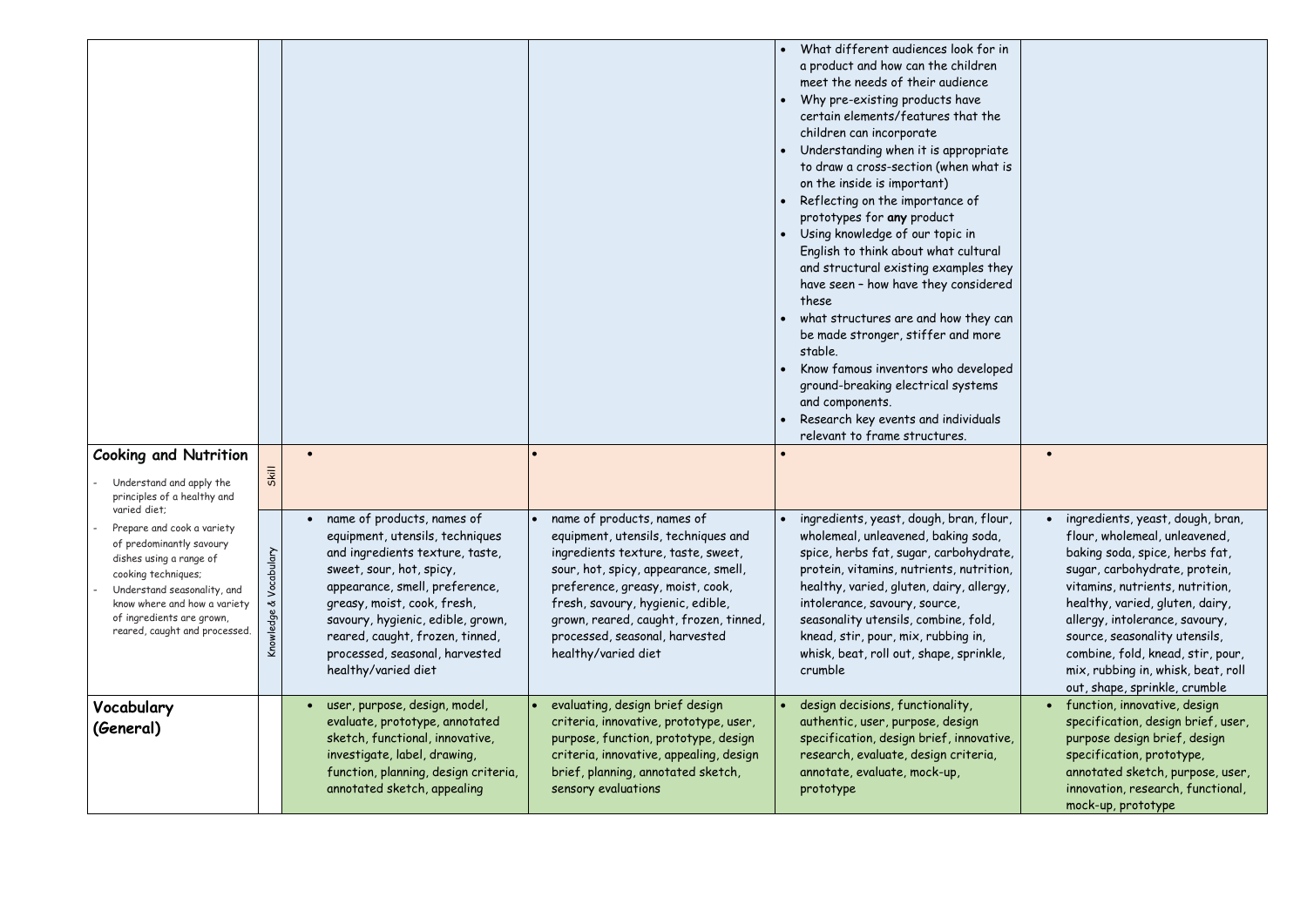| | | | | | |
|---|---|---|---|---|---|
| | | | | • What different audiences look for in a product and how can the children meet the needs of their audience<br>• Why pre-existing products have certain elements/features that the children can incorporate<br>• Understanding when it is appropriate to draw a cross-section (when what is on the inside is important)<br>• Reflecting on the importance of prototypes for **any** product<br>• Using knowledge of our topic in English to think about what cultural and structural existing examples they have seen – how have they considered these<br>• what structures are and how they can be made stronger, stiffer and more stable.<br>• Know famous inventors who developed ground-breaking electrical systems and components.<br>• Research key events and individuals relevant to frame structures. | |
| **Cooking and Nutrition**<br>- Understand and apply the principles of a healthy and varied diet;<br>- Prepare and cook a variety of predominantly savoury dishes using a range of cooking techniques;<br>- Understand seasonality, and know where and how a variety of ingredients are grown, reared, caught and processed. | Skill | • | • | • | • |
| | Knowledge & Vocabulary | • name of products, names of equipment, utensils, techniques and ingredients texture, taste, sweet, sour, hot, spicy, appearance, smell, preference, greasy, moist, cook, fresh, savoury, hygienic, edible, grown, reared, caught, frozen, tinned, processed, seasonal, harvested healthy/varied diet | • name of products, names of equipment, utensils, techniques and ingredients texture, taste, sweet, sour, hot, spicy, appearance, smell, preference, greasy, moist, cook, fresh, savoury, hygienic, edible, grown, reared, caught, frozen, tinned, processed, seasonal, harvested healthy/varied diet | • ingredients, yeast, dough, bran, flour, wholemeal, unleavened, baking soda, spice, herbs fat, sugar, carbohydrate, protein, vitamins, nutrients, nutrition, healthy, varied, gluten, dairy, allergy, intolerance, savoury, source, seasonality utensils, combine, fold, knead, stir, pour, mix, rubbing in, whisk, beat, roll out, shape, sprinkle, crumble | • ingredients, yeast, dough, bran, flour, wholemeal, unleavened, baking soda, spice, herbs fat, sugar, carbohydrate, protein, vitamins, nutrients, nutrition, healthy, varied, gluten, dairy, allergy, intolerance, savoury, source, seasonality utensils, combine, fold, knead, stir, pour, mix, rubbing in, whisk, beat, roll out, shape, sprinkle, crumble |
| **Vocabulary (General)** | | • user, purpose, design, model, evaluate, prototype, annotated sketch, functional, innovative, investigate, label, drawing, function, planning, design criteria, annotated sketch, appealing | • evaluating, design brief design criteria, innovative, prototype, user, purpose, function, prototype, design criteria, innovative, appealing, design brief, planning, annotated sketch, sensory evaluations | • design decisions, functionality, authentic, user, purpose, design specification, design brief, innovative, research, evaluate, design criteria, annotate, evaluate, mock-up, prototype | • function, innovative, design specification, design brief, user, purpose design brief, design specification, prototype, annotated sketch, purpose, user, innovation, research, functional, mock-up, prototype |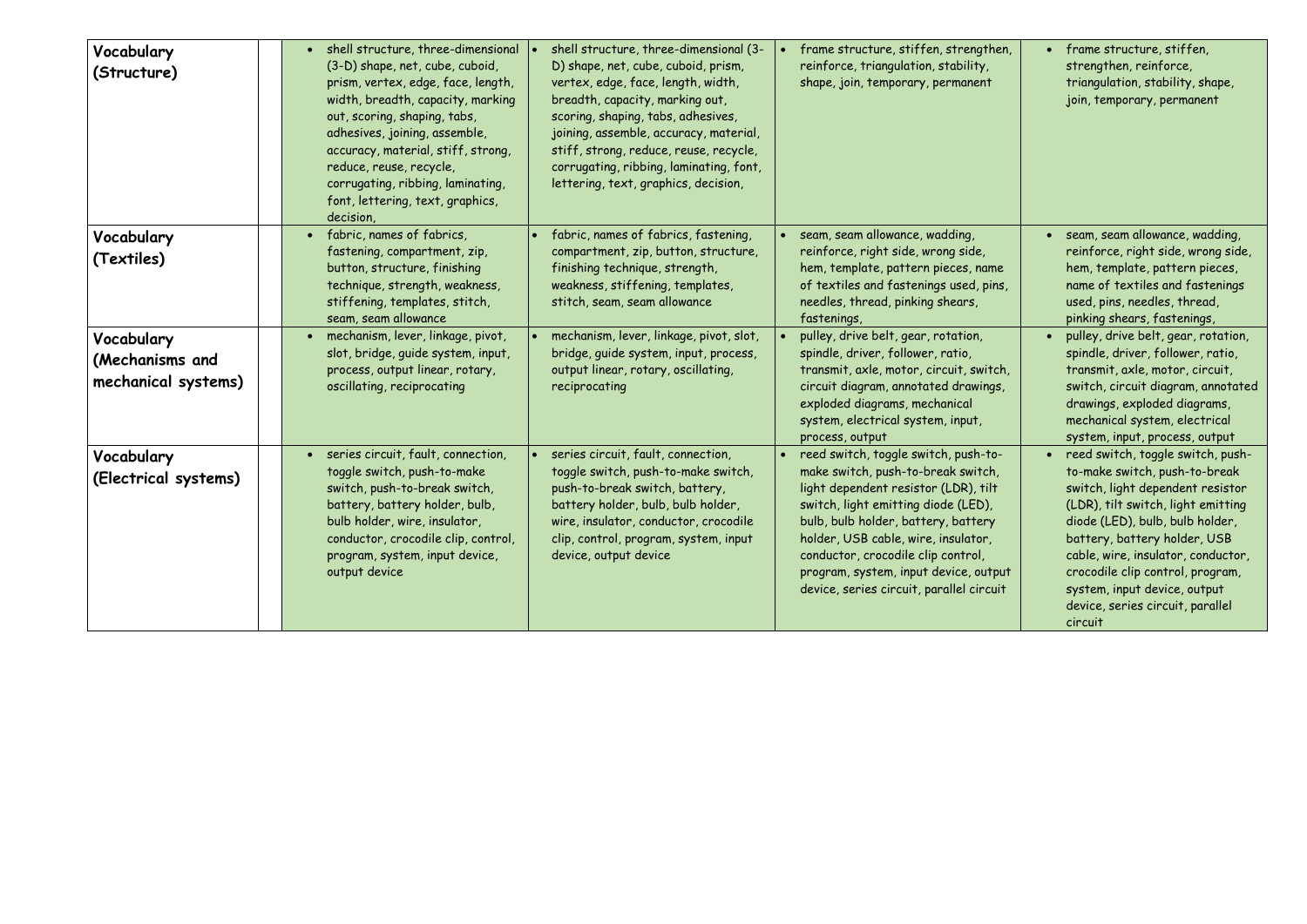| | | | | | |
|---|---|---|---|---|---|
| **Vocabulary (Structure)** | | • shell structure, three-dimensional (3-D) shape, net, cube, cuboid, prism, vertex, edge, face, length, width, breadth, capacity, marking out, scoring, shaping, tabs, adhesives, joining, assemble, accuracy, material, stiff, strong, reduce, reuse, recycle, corrugating, ribbing, laminating, font, lettering, text, graphics, decision, | • shell structure, three-dimensional (3-D) shape, net, cube, cuboid, prism, vertex, edge, face, length, width, breadth, capacity, marking out, scoring, shaping, tabs, adhesives, joining, assemble, accuracy, material, stiff, strong, reduce, reuse, recycle, corrugating, ribbing, laminating, font, lettering, text, graphics, decision, | • frame structure, stiffen, strengthen, reinforce, triangulation, stability, shape, join, temporary, permanent | • frame structure, stiffen, strengthen, reinforce, triangulation, stability, shape, join, temporary, permanent |
| **Vocabulary (Textiles)** | | • fabric, names of fabrics, fastening, compartment, zip, button, structure, finishing technique, strength, weakness, stiffening, templates, stitch, seam, seam allowance | • fabric, names of fabrics, fastening, compartment, zip, button, structure, finishing technique, strength, weakness, stiffening, templates, stitch, seam, seam allowance | • seam, seam allowance, wadding, reinforce, right side, wrong side, hem, template, pattern pieces, name of textiles and fastenings used, pins, needles, thread, pinking shears, fastenings, | • seam, seam allowance, wadding, reinforce, right side, wrong side, hem, template, pattern pieces, name of textiles and fastenings used, pins, needles, thread, pinking shears, fastenings, |
| **Vocabulary (Mechanisms and mechanical systems)** | | • mechanism, lever, linkage, pivot, slot, bridge, guide system, input, process, output linear, rotary, oscillating, reciprocating | • mechanism, lever, linkage, pivot, slot, bridge, guide system, input, process, output linear, rotary, oscillating, reciprocating | • pulley, drive belt, gear, rotation, spindle, driver, follower, ratio, transmit, axle, motor, circuit, switch, circuit diagram, annotated drawings, exploded diagrams, mechanical system, electrical system, input, process, output | • pulley, drive belt, gear, rotation, spindle, driver, follower, ratio, transmit, axle, motor, circuit, switch, circuit diagram, annotated drawings, exploded diagrams, mechanical system, electrical system, input, process, output |
| **Vocabulary (Electrical systems)** | | • series circuit, fault, connection, toggle switch, push-to-make switch, push-to-break switch, battery, battery holder, bulb, bulb holder, wire, insulator, conductor, crocodile clip, control, program, system, input device, output device | • series circuit, fault, connection, toggle switch, push-to-make switch, push-to-break switch, battery, battery holder, bulb, bulb holder, wire, insulator, conductor, crocodile clip, control, program, system, input device, output device | • reed switch, toggle switch, push-to-make switch, push-to-break switch, light dependent resistor (LDR), tilt switch, light emitting diode (LED), bulb, bulb holder, battery, battery holder, USB cable, wire, insulator, conductor, crocodile clip control, program, system, input device, output device, series circuit, parallel circuit | • reed switch, toggle switch, push-to-make switch, push-to-break switch, light dependent resistor (LDR), tilt switch, light emitting diode (LED), bulb, bulb holder, battery, battery holder, USB cable, wire, insulator, conductor, crocodile clip control, program, system, input device, output device, series circuit, parallel circuit |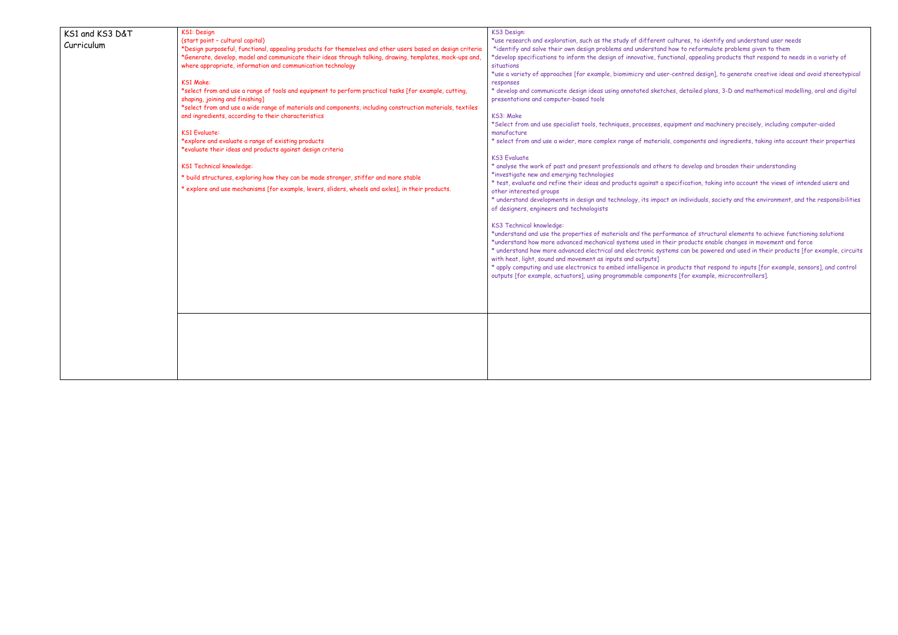| | | |
|---|---|---|
| KS1 and KS3 D&T Curriculum | KS1: Design<br>(start point – cultural capital)<br>*Design purposeful, functional, appealing products for themselves and other users based on design criteria<br>*Generate, develop, model and communicate their ideas through talking, drawing, templates, mock-ups and, where appropriate, information and communication technology<br><br>KS1 Make:<br>*select from and use a range of tools and equipment to perform practical tasks [for example, cutting, shaping, joining and finishing]<br>*select from and use a wide range of materials and components, including construction materials, textiles and ingredients, according to their characteristics<br><br>KS1 Evaluate:<br>*explore and evaluate a range of existing products<br>*evaluate their ideas and products against design criteria<br><br>KS1 Technical knowledge:<br>* build structures, exploring how they can be made stronger, stiffer and more stable<br>* explore and use mechanisms [for example, levers, sliders, wheels and axles], in their products. | KS3 Design:<br>*use research and exploration, such as the study of different cultures, to identify and understand user needs<br>*identify and solve their own design problems and understand how to reformulate problems given to them<br>*develop specifications to inform the design of innovative, functional, appealing products that respond to needs in a variety of situations<br>*use a variety of approaches [for example, biomimicry and user-centred design], to generate creative ideas and avoid stereotypical responses<br>* develop and communicate design ideas using annotated sketches, detailed plans, 3-D and mathematical modelling, oral and digital presentations and computer-based tools<br><br>KS3: Make<br>*Select from and use specialist tools, techniques, processes, equipment and machinery precisely, including computer-aided manufacture<br>* select from and use a wider, more complex range of materials, components and ingredients, taking into account their properties<br><br>KS3 Evaluate<br>* analyse the work of past and present professionals and others to develop and broaden their understanding<br>*investigate new and emerging technologies<br>* test, evaluate and refine their ideas and products against a specification, taking into account the views of intended users and other interested groups<br>* understand developments in design and technology, its impact on individuals, society and the environment, and the responsibilities of designers, engineers and technologists<br><br>KS3 Technical knowledge:<br>*understand and use the properties of materials and the performance of structural elements to achieve functioning solutions<br>*understand how more advanced mechanical systems used in their products enable changes in movement and force<br>* understand how more advanced electrical and electronic systems can be powered and used in their products [for example, circuits with heat, light, sound and movement as inputs and outputs]<br>* apply computing and use electronics to embed intelligence in products that respond to inputs [for example, sensors], and control outputs [for example, actuators], using programmable components [for example, microcontrollers]. |
| | | |